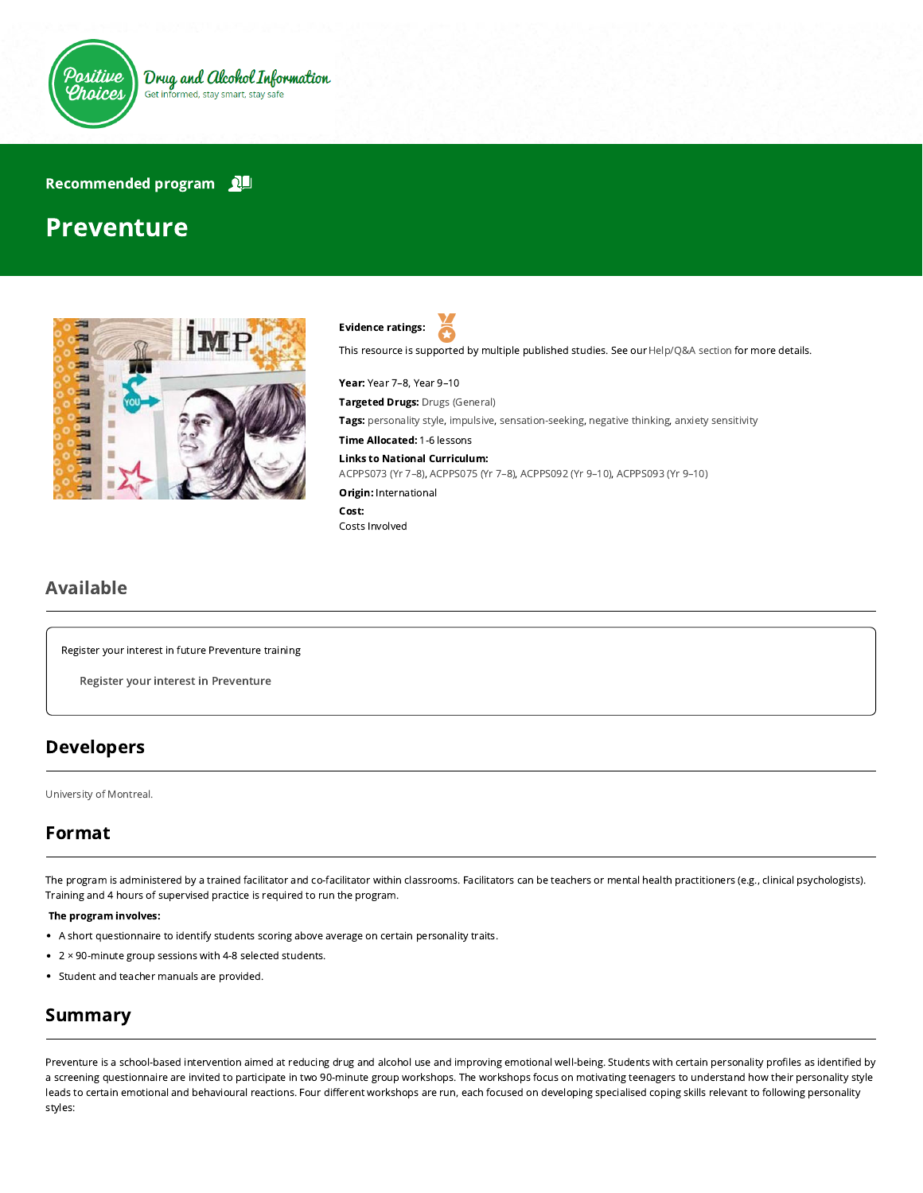Positive Choices

Drug and Alcohol Information

Get informed, stay smart, stay safe

Recommended program

# Preventure

**Evidence ratings:**

This resource is supported by multiple published studies. See our Help/Q&A section for more details.

**Year:** Year 7–8, Year 9–10

**Targeted Drugs:** Drugs (General)

**Tags:** personality style, impulsive, sensation-seeking, negative thinking, anxiety sensitivity

**Time Allocated:** 1-6 lessons

**Links to National Curriculum:**
ACPPS073 (Yr 7–8), ACPPS075 (Yr 7–8), ACPPS092 (Yr 9–10), ACPPS093 (Yr 9–10)

**Origin:** International

**Cost:**
Costs Involved

## Available

Register your interest in future Preventure training

Register your interest in Preventure

## Developers

University of Montreal.

## Format

The program is administered by a trained facilitator and co-facilitator within classrooms. Facilitators can be teachers or mental health practitioners (e.g., clinical psychologists). Training and 4 hours of supervised practice is required to run the program.

**The program involves:**

- A short questionnaire to identify students scoring above average on certain personality traits.
- 2 × 90-minute group sessions with 4-8 selected students.
- Student and teacher manuals are provided.

## Summary

Preventure is a school-based intervention aimed at reducing drug and alcohol use and improving emotional well-being. Students with certain personality profiles as identified by a screening questionnaire are invited to participate in two 90-minute group workshops. The workshops focus on motivating teenagers to understand how their personality style leads to certain emotional and behavioural reactions. Four different workshops are run, each focused on developing specialised coping skills relevant to following personality styles: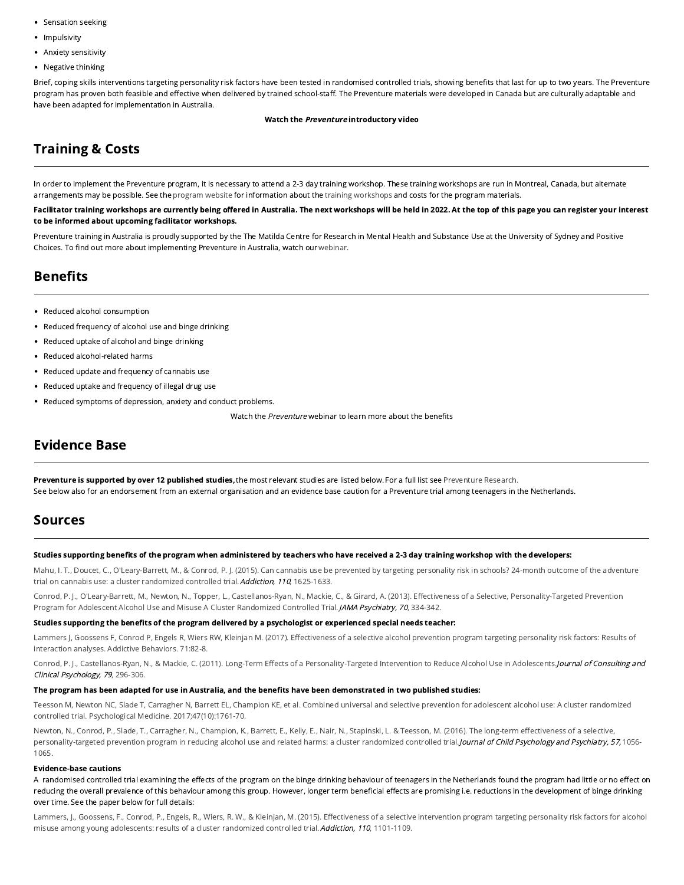- Sensation seeking
- Impulsivity
- Anxiety sensitivity
- Negative thinking

Brief, coping skills interventions targeting personality risk factors have been tested in randomised controlled trials, showing benefits that last for up to two years. The Preventure program has proven both feasible and effective when delivered by trained school-staff. The Preventure materials were developed in Canada but are culturally adaptable and have been adapted for implementation in Australia.

**Watch the *Preventure* introductory video**

## Training & Costs

In order to implement the Preventure program, it is necessary to attend a 2-3 day training workshop. These training workshops are run in Montreal, Canada, but alternate arrangements may be possible. See the program website for information about the training workshops and costs for the program materials.

**Facilitator training workshops are currently being offered in Australia. The next workshops will be held in 2022. At the top of this page you can register your interest to be informed about upcoming facilitator workshops.**

Preventure training in Australia is proudly supported by the The Matilda Centre for Research in Mental Health and Substance Use at the University of Sydney and Positive Choices. To find out more about implementing Preventure in Australia, watch our webinar.

## Benefits

- Reduced alcohol consumption
- Reduced frequency of alcohol use and binge drinking
- Reduced uptake of alcohol and binge drinking
- Reduced alcohol-related harms
- Reduced update and frequency of cannabis use
- Reduced uptake and frequency of illegal drug use
- Reduced symptoms of depression, anxiety and conduct problems.

Watch the *Preventure* webinar to learn more about the benefits

## Evidence Base

**Preventure is supported by over 12 published studies,** the most relevant studies are listed below. For a full list see Preventure Research.
See below also for an endorsement from an external organisation and an evidence base caution for a Preventure trial among teenagers in the Netherlands.

## Sources

**Studies supporting benefits of the program when administered by teachers who have received a 2-3 day training workshop with the developers:**

Mahu, I. T., Doucet, C., O'Leary-Barrett, M., & Conrod, P. J. (2015). Can cannabis use be prevented by targeting personality risk in schools? 24-month outcome of the adventure trial on cannabis use: a cluster randomized controlled trial. *Addiction, 110*, 1625-1633.

Conrod, P. J., O'Leary-Barrett, M., Newton, N., Topper, L., Castellanos-Ryan, N., Mackie, C., & Girard, A. (2013). Effectiveness of a Selective, Personality-Targeted Prevention Program for Adolescent Alcohol Use and Misuse A Cluster Randomized Controlled Trial. *JAMA Psychiatry, 70*, 334-342.

**Studies supporting the benefits of the program delivered by a psychologist or experienced special needs teacher:**

Lammers J, Goossens F, Conrod P, Engels R, Wiers RW, Kleinjan M. (2017). Effectiveness of a selective alcohol prevention program targeting personality risk factors: Results of interaction analyses. Addictive Behaviors. 71:82-8.

Conrod, P. J., Castellanos-Ryan, N., & Mackie, C. (2011). Long-Term Effects of a Personality-Targeted Intervention to Reduce Alcohol Use in Adolescents. *Journal of Consulting and Clinical Psychology, 79*, 296-306.

**The program has been adapted for use in Australia, and the benefits have been demonstrated in two published studies:**

Teesson M, Newton NC, Slade T, Carragher N, Barrett EL, Champion KE, et al. Combined universal and selective prevention for adolescent alcohol use: A cluster randomized controlled trial. Psychological Medicine. 2017;47(10):1761-70.

Newton, N., Conrod, P., Slade, T., Carragher, N., Champion, K., Barrett, E., Kelly, E., Nair, N., Stapinski, L. & Teesson, M. (2016). The long-term effectiveness of a selective, personality-targeted prevention program in reducing alcohol use and related harms: a cluster randomized controlled trial. *Journal of Child Psychology and Psychiatry, 57*, 1056-1065.

**Evidence-base cautions**
A randomised controlled trial examining the effects of the program on the binge drinking behaviour of teenagers in the Netherlands found the program had little or no effect on reducing the overall prevalence of this behaviour among this group. However, longer term beneficial effects are promising i.e. reductions in the development of binge drinking over time. See the paper below for full details:

Lammers, J., Goossens, F., Conrod, P., Engels, R., Wiers, R. W., & Kleinjan, M. (2015). Effectiveness of a selective intervention program targeting personality risk factors for alcohol misuse among young adolescents: results of a cluster randomized controlled trial. *Addiction, 110*, 1101-1109.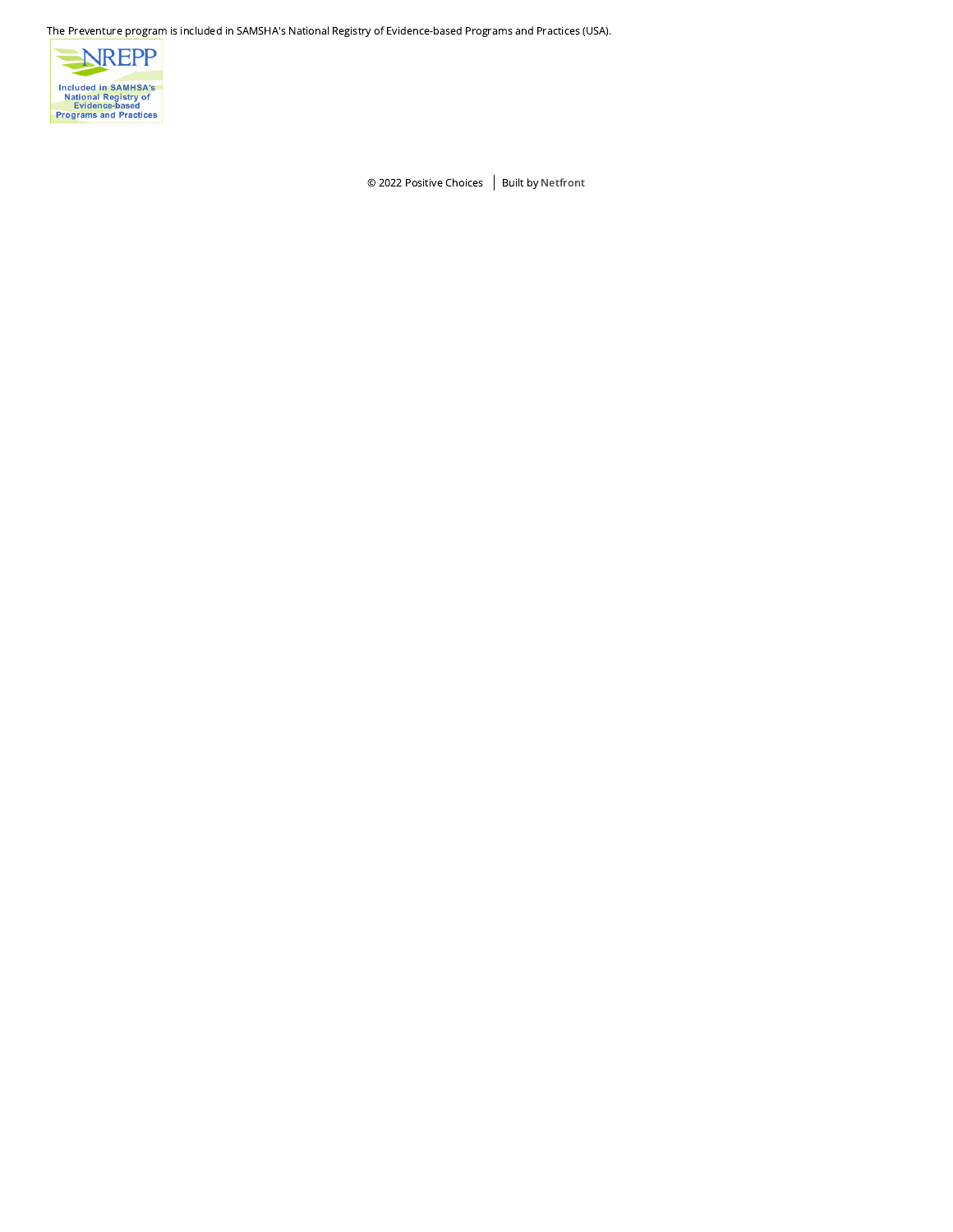The Preventure program is included in SAMSHA's National Registry of Evidence-based Programs and Practices (USA).

© 2022 Positive Choices | Built by **Netfront**